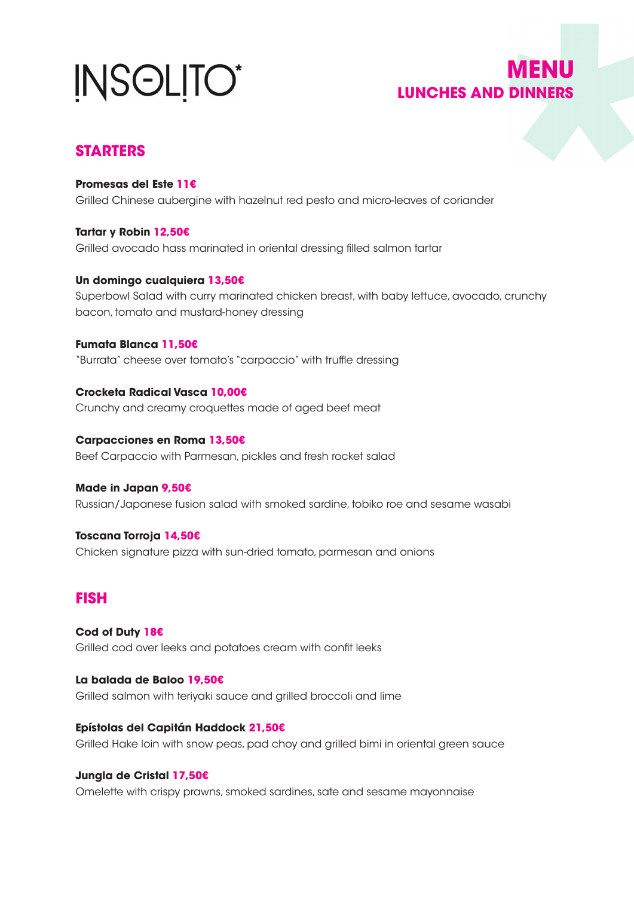# INSOLITO*

# MENU
## LUNCHES AND DINNERS

## STARTERS

**Promesas del Este 11€**
Grilled Chinese aubergine with hazelnut red pesto and micro-leaves of coriander

**Tartar y Robin 12,50€**
Grilled avocado hass marinated in oriental dressing filled salmon tartar

**Un domingo cualquiera 13,50€**
Superbowl Salad with curry marinated chicken breast, with baby lettuce, avocado, crunchy bacon, tomato and mustard-honey dressing

**Fumata Blanca 11,50€**
"Burrata" cheese over tomato's "carpaccio" with truffle dressing

**Crocketa Radical Vasca 10,00€**
Crunchy and creamy croquettes made of aged beef meat

**Carpacciones en Roma 13,50€**
Beef Carpaccio with Parmesan, pickles and fresh rocket salad

**Made in Japan 9,50€**
Russian/Japanese fusion salad with smoked sardine, tobiko roe and sesame wasabi

**Toscana Torroja 14,50€**
Chicken signature pizza with sun-dried tomato, parmesan and onions

## FISH

**Cod of Duty 18€**
Grilled cod over leeks and potatoes cream with confit leeks

**La balada de Baloo 19,50€**
Grilled salmon with teriyaki sauce and grilled broccoli and lime

**Epístolas del Capitán Haddock 21,50€**
Grilled Hake loin with snow peas, pad choy and grilled bimi in oriental green sauce

**Jungla de Cristal 17,50€**
Omelette with crispy prawns, smoked sardines, sate and sesame mayonnaise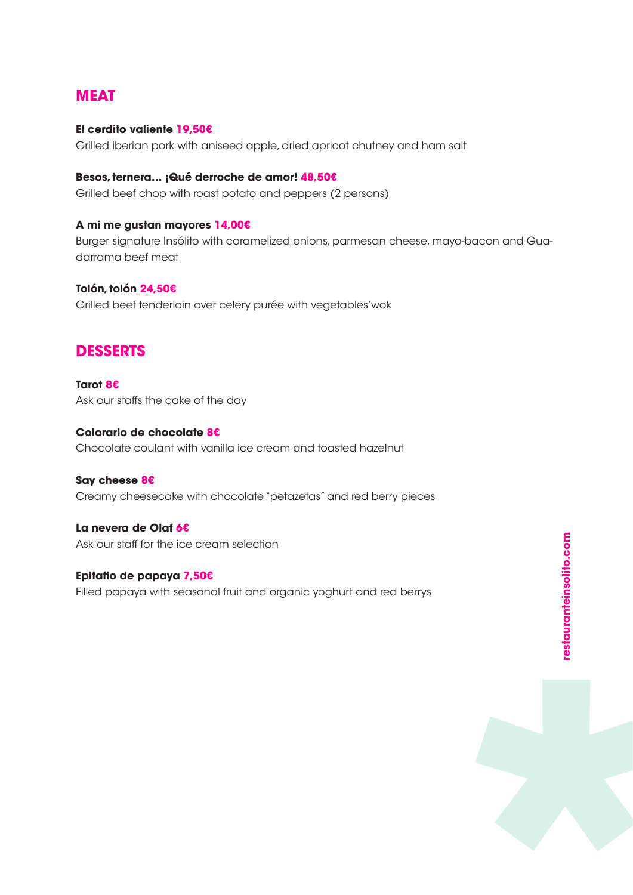## MEAT

**El cerdito valiente 19,50€**
Grilled iberian pork with aniseed apple, dried apricot chutney and ham salt

**Besos, ternera... ¡Qué derroche de amor! 48,50€**
Grilled beef chop with roast potato and peppers (2 persons)

**A mi me gustan mayores 14,00€**
Burger signature Insólito with caramelized onions, parmesan cheese, mayo-bacon and Guadarrama beef meat

**Tolón, tolón 24,50€**
Grilled beef tenderloin over celery purée with vegetables´wok

## DESSERTS

**Tarot 8€**
Ask our staffs the cake of the day

**Colorario de chocolate 8€**
Chocolate coulant with vanilla ice cream and toasted hazelnut

**Say cheese 8€**
Creamy cheesecake with chocolate "petazetas" and red berry pieces

**La nevera de Olaf 6€**
Ask our staff for the ice cream selection

**Epitafio de papaya 7,50€**
Filled papaya with seasonal fruit and organic yoghurt and red berrys

restauranteinsolito.com